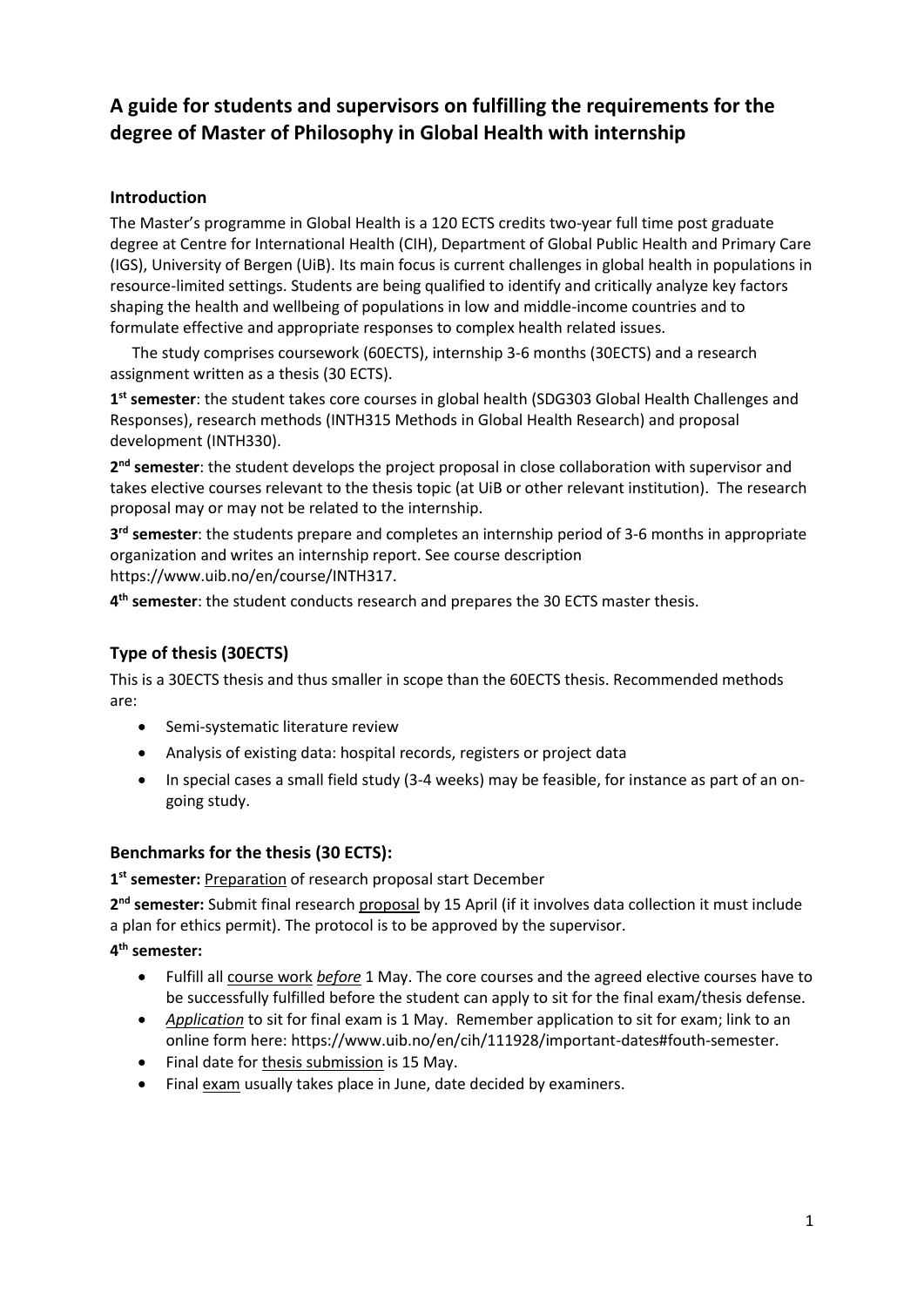# A guide for students and supervisors on fulfilling the requirements for the degree of Master of Philosophy in Global Health with internship

## Introduction

The Master's programme in Global Health is a 120 ECTS credits two-year full time post graduate degree at Centre for International Health (CIH), Department of Global Public Health and Primary Care (IGS), University of Bergen (UiB). Its main focus is current challenges in global health in populations in resource-limited settings. Students are being qualified to identify and critically analyze key factors shaping the health and wellbeing of populations in low and middle-income countries and to formulate effective and appropriate responses to complex health related issues.

The study comprises coursework (60ECTS), internship 3-6 months (30ECTS) and a research assignment written as a thesis (30 ECTS).

**1st semester**: the student takes core courses in global health (SDG303 Global Health Challenges and Responses), research methods (INTH315 Methods in Global Health Research) and proposal development (INTH330).

**2nd semester**: the student develops the project proposal in close collaboration with supervisor and takes elective courses relevant to the thesis topic (at UiB or other relevant institution). The research proposal may or may not be related to the internship.

**3rd semester**: the students prepare and completes an internship period of 3-6 months in appropriate organization and writes an internship report. See course description https://www.uib.no/en/course/INTH317.

**4th semester**: the student conducts research and prepares the 30 ECTS master thesis.

## Type of thesis (30ECTS)

This is a 30ECTS thesis and thus smaller in scope than the 60ECTS thesis. Recommended methods are:

- Semi-systematic literature review
- Analysis of existing data: hospital records, registers or project data
- In special cases a small field study (3-4 weeks) may be feasible, for instance as part of an on-going study.

## Benchmarks for the thesis (30 ECTS):

**1st semester:** Preparation of research proposal start December

**2nd semester:** Submit final research proposal by 15 April (if it involves data collection it must include a plan for ethics permit). The protocol is to be approved by the supervisor.

**4th semester:**

- Fulfill all course work *before* 1 May. The core courses and the agreed elective courses have to be successfully fulfilled before the student can apply to sit for the final exam/thesis defense.
- *Application* to sit for final exam is 1 May. Remember application to sit for exam; link to an online form here: https://www.uib.no/en/cih/111928/important-dates#fouth-semester.
- Final date for thesis submission is 15 May.
- Final exam usually takes place in June, date decided by examiners.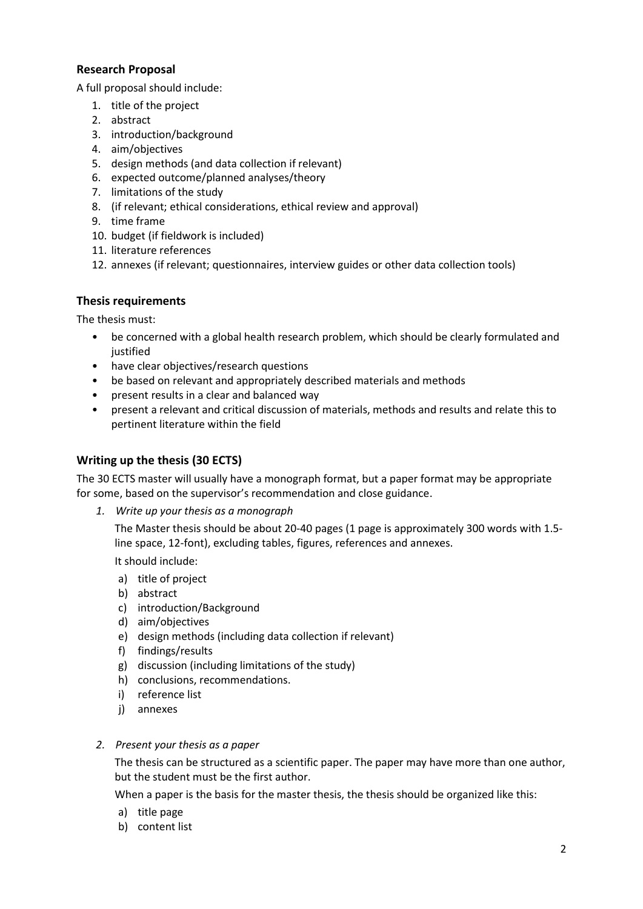### Research Proposal

A full proposal should include:

1. title of the project
2. abstract
3. introduction/background
4. aim/objectives
5. design methods (and data collection if relevant)
6. expected outcome/planned analyses/theory
7. limitations of the study
8. (if relevant; ethical considerations, ethical review and approval)
9. time frame
10. budget (if fieldwork is included)
11. literature references
12. annexes (if relevant; questionnaires, interview guides or other data collection tools)

### Thesis requirements

The thesis must:

- be concerned with a global health research problem, which should be clearly formulated and justified
- have clear objectives/research questions
- be based on relevant and appropriately described materials and methods
- present results in a clear and balanced way
- present a relevant and critical discussion of materials, methods and results and relate this to pertinent literature within the field

### Writing up the thesis (30 ECTS)

The 30 ECTS master will usually have a monograph format, but a paper format may be appropriate for some, based on the supervisor's recommendation and close guidance.

1. *Write up your thesis as a monograph*

   The Master thesis should be about 20-40 pages (1 page is approximately 300 words with 1.5-line space, 12-font), excluding tables, figures, references and annexes.

   It should include:

   a) title of project
   b) abstract
   c) introduction/Background
   d) aim/objectives
   e) design methods (including data collection if relevant)
   f) findings/results
   g) discussion (including limitations of the study)
   h) conclusions, recommendations.
   i) reference list
   j) annexes

2. *Present your thesis as a paper*

   The thesis can be structured as a scientific paper. The paper may have more than one author, but the student must be the first author.

   When a paper is the basis for the master thesis, the thesis should be organized like this:

   a) title page
   b) content list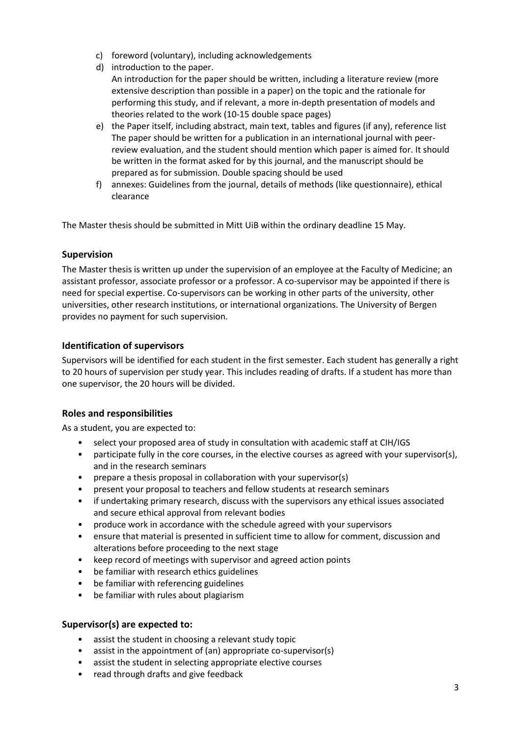c) foreword (voluntary), including acknowledgements
d) introduction to the paper.
   An introduction for the paper should be written, including a literature review (more extensive description than possible in a paper) on the topic and the rationale for performing this study, and if relevant, a more in-depth presentation of models and theories related to the work (10-15 double space pages)
e) the Paper itself, including abstract, main text, tables and figures (if any), reference list
   The paper should be written for a publication in an international journal with peer-review evaluation, and the student should mention which paper is aimed for. It should be written in the format asked for by this journal, and the manuscript should be prepared as for submission. Double spacing should be used
f) annexes: Guidelines from the journal, details of methods (like questionnaire), ethical clearance

The Master thesis should be submitted in Mitt UiB within the ordinary deadline 15 May.

### Supervision

The Master thesis is written up under the supervision of an employee at the Faculty of Medicine; an assistant professor, associate professor or a professor. A co-supervisor may be appointed if there is need for special expertise. Co-supervisors can be working in other parts of the university, other universities, other research institutions, or international organizations. The University of Bergen provides no payment for such supervision.

### Identification of supervisors

Supervisors will be identified for each student in the first semester. Each student has generally a right to 20 hours of supervision per study year. This includes reading of drafts. If a student has more than one supervisor, the 20 hours will be divided.

### Roles and responsibilities

As a student, you are expected to:

- select your proposed area of study in consultation with academic staff at CIH/IGS
- participate fully in the core courses, in the elective courses as agreed with your supervisor(s), and in the research seminars
- prepare a thesis proposal in collaboration with your supervisor(s)
- present your proposal to teachers and fellow students at research seminars
- if undertaking primary research, discuss with the supervisors any ethical issues associated and secure ethical approval from relevant bodies
- produce work in accordance with the schedule agreed with your supervisors
- ensure that material is presented in sufficient time to allow for comment, discussion and alterations before proceeding to the next stage
- keep record of meetings with supervisor and agreed action points
- be familiar with research ethics guidelines
- be familiar with referencing guidelines
- be familiar with rules about plagiarism

### Supervisor(s) are expected to:

- assist the student in choosing a relevant study topic
- assist in the appointment of (an) appropriate co-supervisor(s)
- assist the student in selecting appropriate elective courses
- read through drafts and give feedback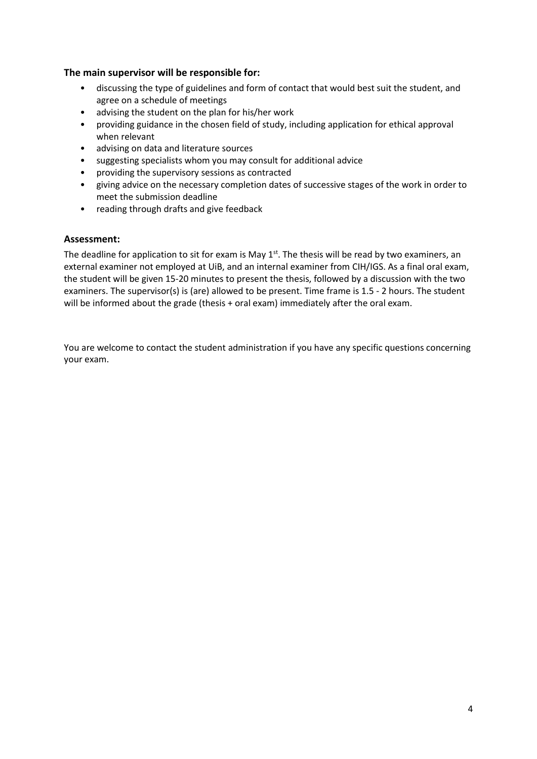**The main supervisor will be responsible for:**

- discussing the type of guidelines and form of contact that would best suit the student, and agree on a schedule of meetings
- advising the student on the plan for his/her work
- providing guidance in the chosen field of study, including application for ethical approval when relevant
- advising on data and literature sources
- suggesting specialists whom you may consult for additional advice
- providing the supervisory sessions as contracted
- giving advice on the necessary completion dates of successive stages of the work in order to meet the submission deadline
- reading through drafts and give feedback

## Assessment:

The deadline for application to sit for exam is May 1st. The thesis will be read by two examiners, an external examiner not employed at UiB, and an internal examiner from CIH/IGS. As a final oral exam, the student will be given 15-20 minutes to present the thesis, followed by a discussion with the two examiners. The supervisor(s) is (are) allowed to be present. Time frame is 1.5 - 2 hours. The student will be informed about the grade (thesis + oral exam) immediately after the oral exam.

You are welcome to contact the student administration if you have any specific questions concerning your exam.